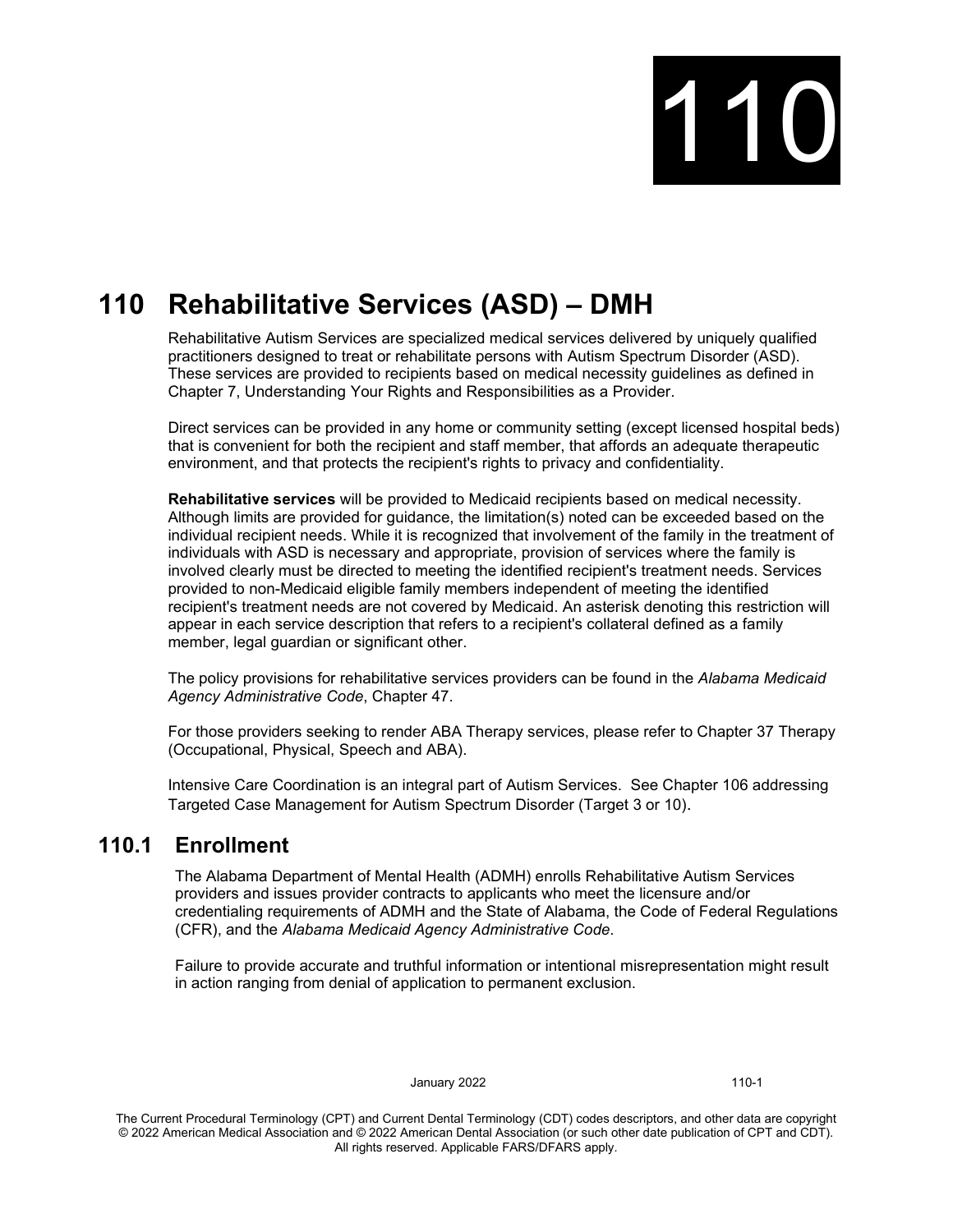# 110 Rehabilitative Services (ASD) – DMH

Rehabilitative Autism Services are specialized medical services delivered by uniquely qualified practitioners designed to treat or rehabilitate persons with Autism Spectrum Disorder (ASD). These services are provided to recipients based on medical necessity guidelines as defined in Chapter 7, Understanding Your Rights and Responsibilities as a Provider.

Direct services can be provided in any home or community setting (except licensed hospital beds) that is convenient for both the recipient and staff member, that affords an adequate therapeutic environment, and that protects the recipient's rights to privacy and confidentiality.

**Rehabilitative services** will be provided to Medicaid recipients based on medical necessity. Although limits are provided for guidance, the limitation(s) noted can be exceeded based on the individual recipient needs. While it is recognized that involvement of the family in the treatment of individuals with ASD is necessary and appropriate, provision of services where the family is involved clearly must be directed to meeting the identified recipient's treatment needs. Services provided to non-Medicaid eligible family members independent of meeting the identified recipient's treatment needs are not covered by Medicaid. An asterisk denoting this restriction will appear in each service description that refers to a recipient's collateral defined as a family member, legal guardian or significant other.

The policy provisions for rehabilitative services providers can be found in the *Alabama Medicaid Agency Administrative Code*, Chapter 47.

For those providers seeking to render ABA Therapy services, please refer to Chapter 37 Therapy (Occupational, Physical, Speech and ABA).

Intensive Care Coordination is an integral part of Autism Services. See Chapter 106 addressing Targeted Case Management for Autism Spectrum Disorder (Target 3 or 10).

## 110.1 Enrollment

The Alabama Department of Mental Health (ADMH) enrolls Rehabilitative Autism Services providers and issues provider contracts to applicants who meet the licensure and/or credentialing requirements of ADMH and the State of Alabama, the Code of Federal Regulations (CFR), and the *Alabama Medicaid Agency Administrative Code*.

Failure to provide accurate and truthful information or intentional misrepresentation might result in action ranging from denial of application to permanent exclusion.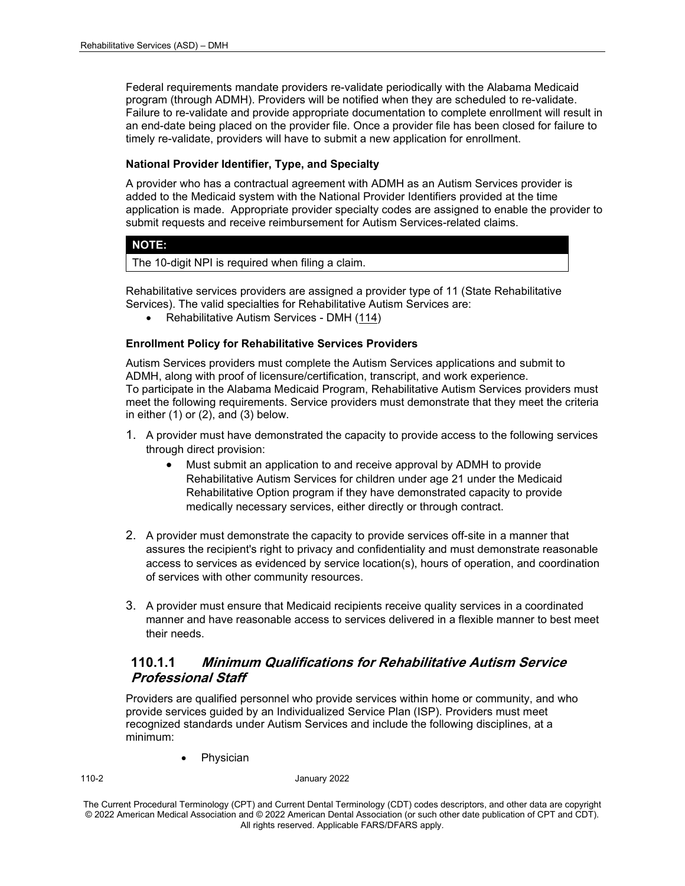Federal requirements mandate providers re-validate periodically with the Alabama Medicaid program (through ADMH). Providers will be notified when they are scheduled to re-validate. Failure to re-validate and provide appropriate documentation to complete enrollment will result in an end-date being placed on the provider file. Once a provider file has been closed for failure to timely re-validate, providers will have to submit a new application for enrollment.

**National Provider Identifier, Type, and Specialty**

A provider who has a contractual agreement with ADMH as an Autism Services provider is added to the Medicaid system with the National Provider Identifiers provided at the time application is made. Appropriate provider specialty codes are assigned to enable the provider to submit requests and receive reimbursement for Autism Services-related claims.

| **NOTE:** |
| --- |
| The 10-digit NPI is required when filing a claim. |

Rehabilitative services providers are assigned a provider type of 11 (State Rehabilitative Services). The valid specialties for Rehabilitative Autism Services are:

- Rehabilitative Autism Services - DMH (114)

**Enrollment Policy for Rehabilitative Services Providers**

Autism Services providers must complete the Autism Services applications and submit to ADMH, along with proof of licensure/certification, transcript, and work experience.
To participate in the Alabama Medicaid Program, Rehabilitative Autism Services providers must meet the following requirements. Service providers must demonstrate that they meet the criteria in either (1) or (2), and (3) below.

1. A provider must have demonstrated the capacity to provide access to the following services through direct provision:
   - Must submit an application to and receive approval by ADMH to provide Rehabilitative Autism Services for children under age 21 under the Medicaid Rehabilitative Option program if they have demonstrated capacity to provide medically necessary services, either directly or through contract.
2. A provider must demonstrate the capacity to provide services off-site in a manner that assures the recipient's right to privacy and confidentiality and must demonstrate reasonable access to services as evidenced by service location(s), hours of operation, and coordination of services with other community resources.
3. A provider must ensure that Medicaid recipients receive quality services in a coordinated manner and have reasonable access to services delivered in a flexible manner to best meet their needs.

### 110.1.1 *Minimum Qualifications for Rehabilitative Autism Service Professional Staff*

Providers are qualified personnel who provide services within home or community, and who provide services guided by an Individualized Service Plan (ISP). Providers must meet recognized standards under Autism Services and include the following disciplines, at a minimum:

- Physician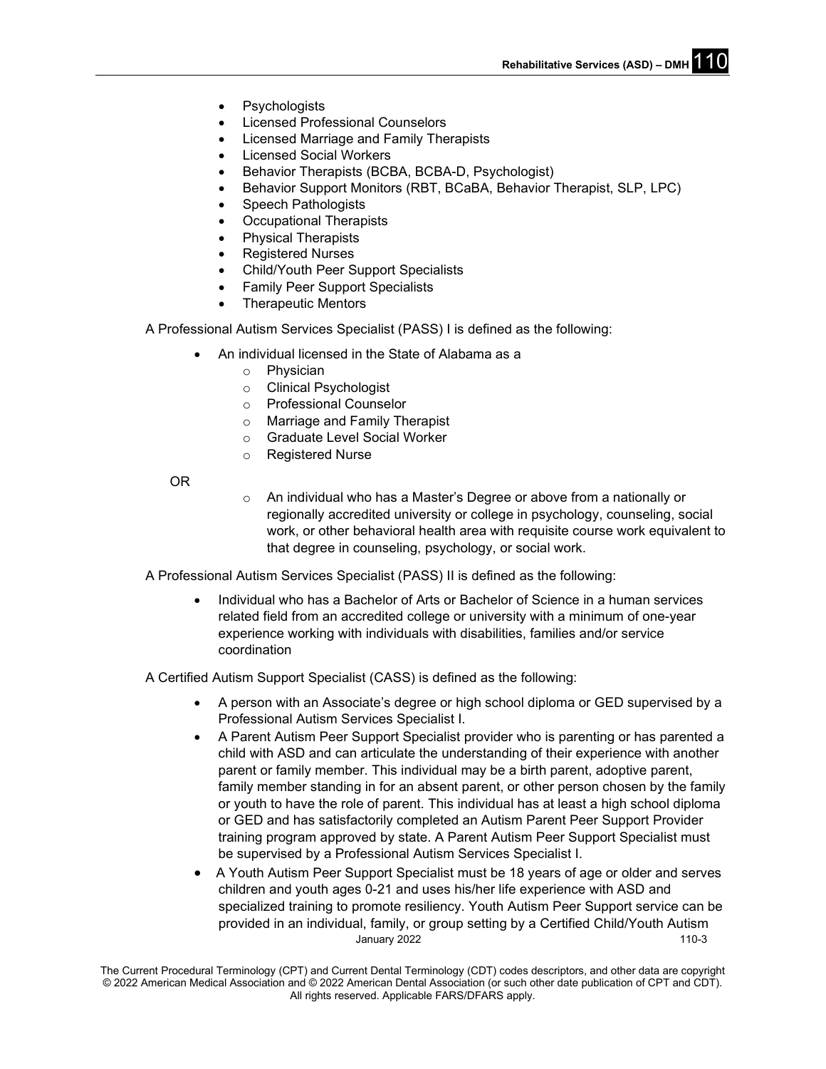- Psychologists
- Licensed Professional Counselors
- Licensed Marriage and Family Therapists
- Licensed Social Workers
- Behavior Therapists (BCBA, BCBA-D, Psychologist)
- Behavior Support Monitors (RBT, BCaBA, Behavior Therapist, SLP, LPC)
- Speech Pathologists
- Occupational Therapists
- Physical Therapists
- Registered Nurses
- Child/Youth Peer Support Specialists
- Family Peer Support Specialists
- Therapeutic Mentors

A Professional Autism Services Specialist (PASS) I is defined as the following:

- An individual licensed in the State of Alabama as a
  - Physician
  - Clinical Psychologist
  - Professional Counselor
  - Marriage and Family Therapist
  - Graduate Level Social Worker
  - Registered Nurse

OR

- An individual who has a Master's Degree or above from a nationally or regionally accredited university or college in psychology, counseling, social work, or other behavioral health area with requisite course work equivalent to that degree in counseling, psychology, or social work.

A Professional Autism Services Specialist (PASS) II is defined as the following:

- Individual who has a Bachelor of Arts or Bachelor of Science in a human services related field from an accredited college or university with a minimum of one-year experience working with individuals with disabilities, families and/or service coordination

A Certified Autism Support Specialist (CASS) is defined as the following:

- A person with an Associate's degree or high school diploma or GED supervised by a Professional Autism Services Specialist I.
- A Parent Autism Peer Support Specialist provider who is parenting or has parented a child with ASD and can articulate the understanding of their experience with another parent or family member. This individual may be a birth parent, adoptive parent, family member standing in for an absent parent, or other person chosen by the family or youth to have the role of parent. This individual has at least a high school diploma or GED and has satisfactorily completed an Autism Parent Peer Support Provider training program approved by state. A Parent Autism Peer Support Specialist must be supervised by a Professional Autism Services Specialist I.
- A Youth Autism Peer Support Specialist must be 18 years of age or older and serves children and youth ages 0-21 and uses his/her life experience with ASD and specialized training to promote resiliency. Youth Autism Peer Support service can be provided in an individual, family, or group setting by a Certified Child/Youth Autism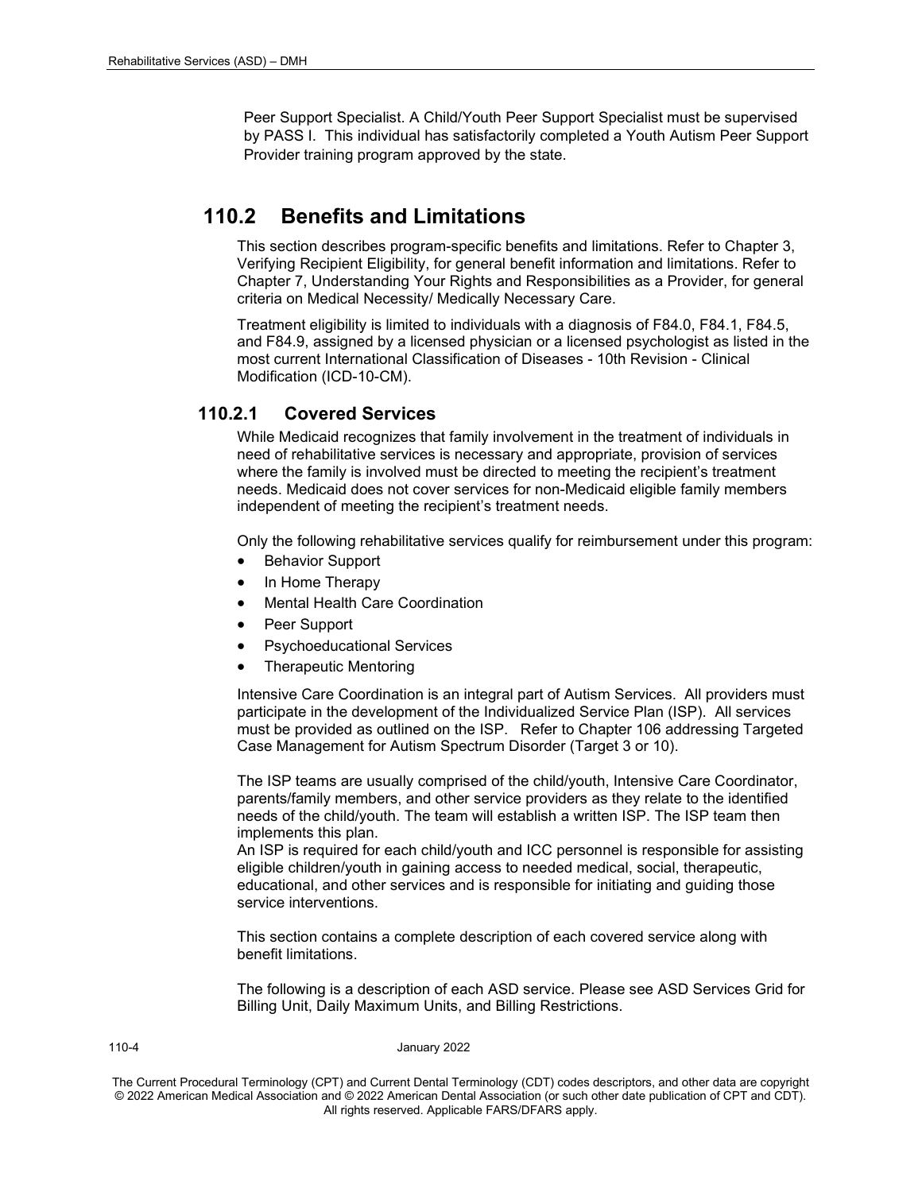Peer Support Specialist. A Child/Youth Peer Support Specialist must be supervised by PASS I. This individual has satisfactorily completed a Youth Autism Peer Support Provider training program approved by the state.

## 110.2 Benefits and Limitations

This section describes program-specific benefits and limitations. Refer to Chapter 3, Verifying Recipient Eligibility, for general benefit information and limitations. Refer to Chapter 7, Understanding Your Rights and Responsibilities as a Provider, for general criteria on Medical Necessity/ Medically Necessary Care.

Treatment eligibility is limited to individuals with a diagnosis of F84.0, F84.1, F84.5, and F84.9, assigned by a licensed physician or a licensed psychologist as listed in the most current International Classification of Diseases - 10th Revision - Clinical Modification (ICD-10-CM).

### 110.2.1 Covered Services

While Medicaid recognizes that family involvement in the treatment of individuals in need of rehabilitative services is necessary and appropriate, provision of services where the family is involved must be directed to meeting the recipient's treatment needs. Medicaid does not cover services for non-Medicaid eligible family members independent of meeting the recipient's treatment needs.

Only the following rehabilitative services qualify for reimbursement under this program:

- Behavior Support
- In Home Therapy
- Mental Health Care Coordination
- Peer Support
- Psychoeducational Services
- Therapeutic Mentoring

Intensive Care Coordination is an integral part of Autism Services. All providers must participate in the development of the Individualized Service Plan (ISP). All services must be provided as outlined on the ISP. Refer to Chapter 106 addressing Targeted Case Management for Autism Spectrum Disorder (Target 3 or 10).

The ISP teams are usually comprised of the child/youth, Intensive Care Coordinator, parents/family members, and other service providers as they relate to the identified needs of the child/youth. The team will establish a written ISP. The ISP team then implements this plan.
An ISP is required for each child/youth and ICC personnel is responsible for assisting eligible children/youth in gaining access to needed medical, social, therapeutic, educational, and other services and is responsible for initiating and guiding those service interventions.

This section contains a complete description of each covered service along with benefit limitations.

The following is a description of each ASD service. Please see ASD Services Grid for Billing Unit, Daily Maximum Units, and Billing Restrictions.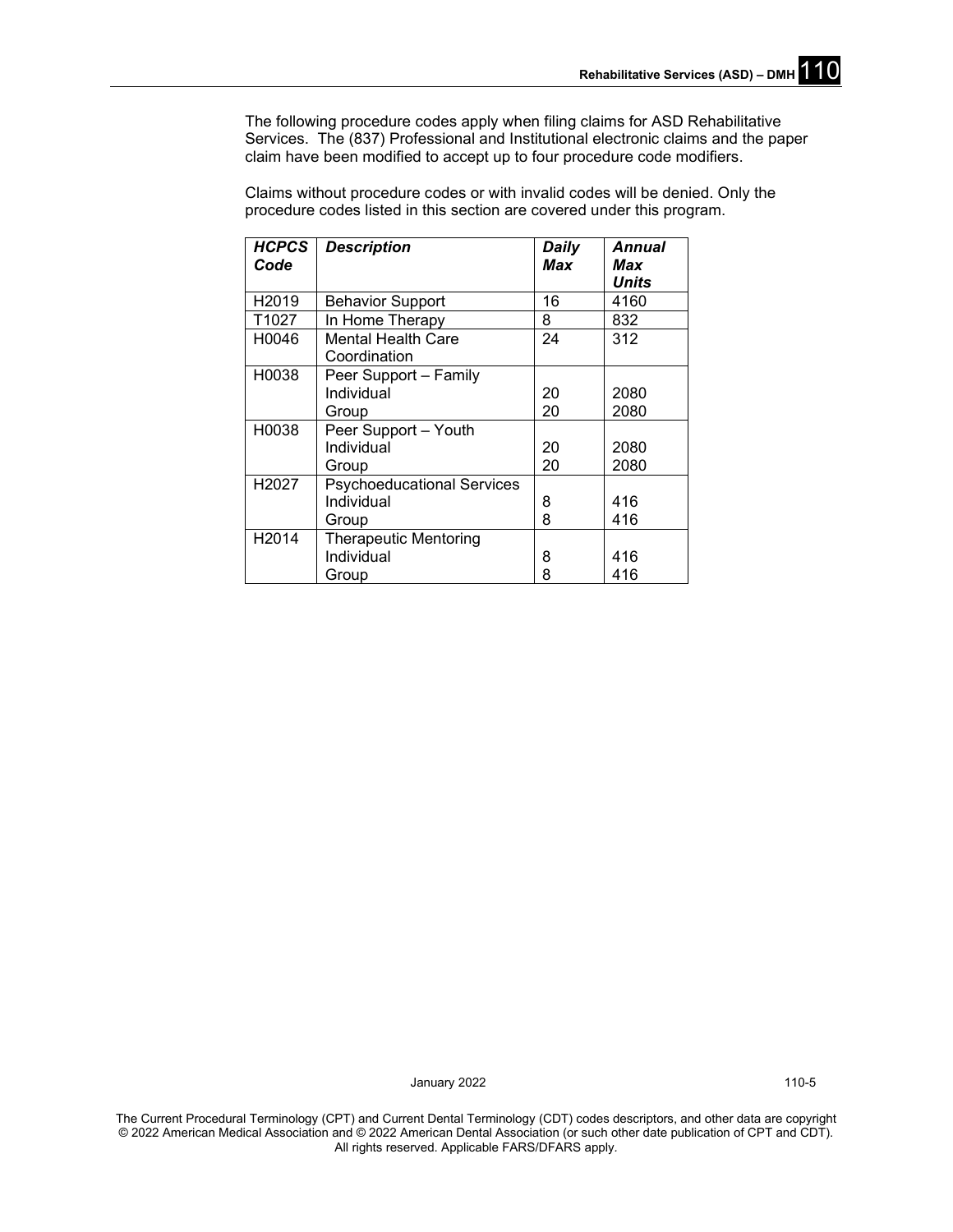The following procedure codes apply when filing claims for ASD Rehabilitative Services. The (837) Professional and Institutional electronic claims and the paper claim have been modified to accept up to four procedure code modifiers.

Claims without procedure codes or with invalid codes will be denied. Only the procedure codes listed in this section are covered under this program.

| ***HCPCS Code*** | ***Description*** | ***Daily Max*** | ***Annual Max Units*** |
|---|---|---|---|
| H2019 | Behavior Support | 16 | 4160 |
| T1027 | In Home Therapy | 8 | 832 |
| H0046 | Mental Health Care Coordination | 24 | 312 |
| H0038 | Peer Support – Family | | |
| | Individual | 20 | 2080 |
| | Group | 20 | 2080 |
| H0038 | Peer Support – Youth | | |
| | Individual | 20 | 2080 |
| | Group | 20 | 2080 |
| H2027 | Psychoeducational Services | | |
| | Individual | 8 | 416 |
| | Group | 8 | 416 |
| H2014 | Therapeutic Mentoring | | |
| | Individual | 8 | 416 |
| | Group | 8 | 416 |

January 2022

The Current Procedural Terminology (CPT) and Current Dental Terminology (CDT) codes descriptors, and other data are copyright © 2022 American Medical Association and © 2022 American Dental Association (or such other date publication of CPT and CDT). All rights reserved. Applicable FARS/DFARS apply.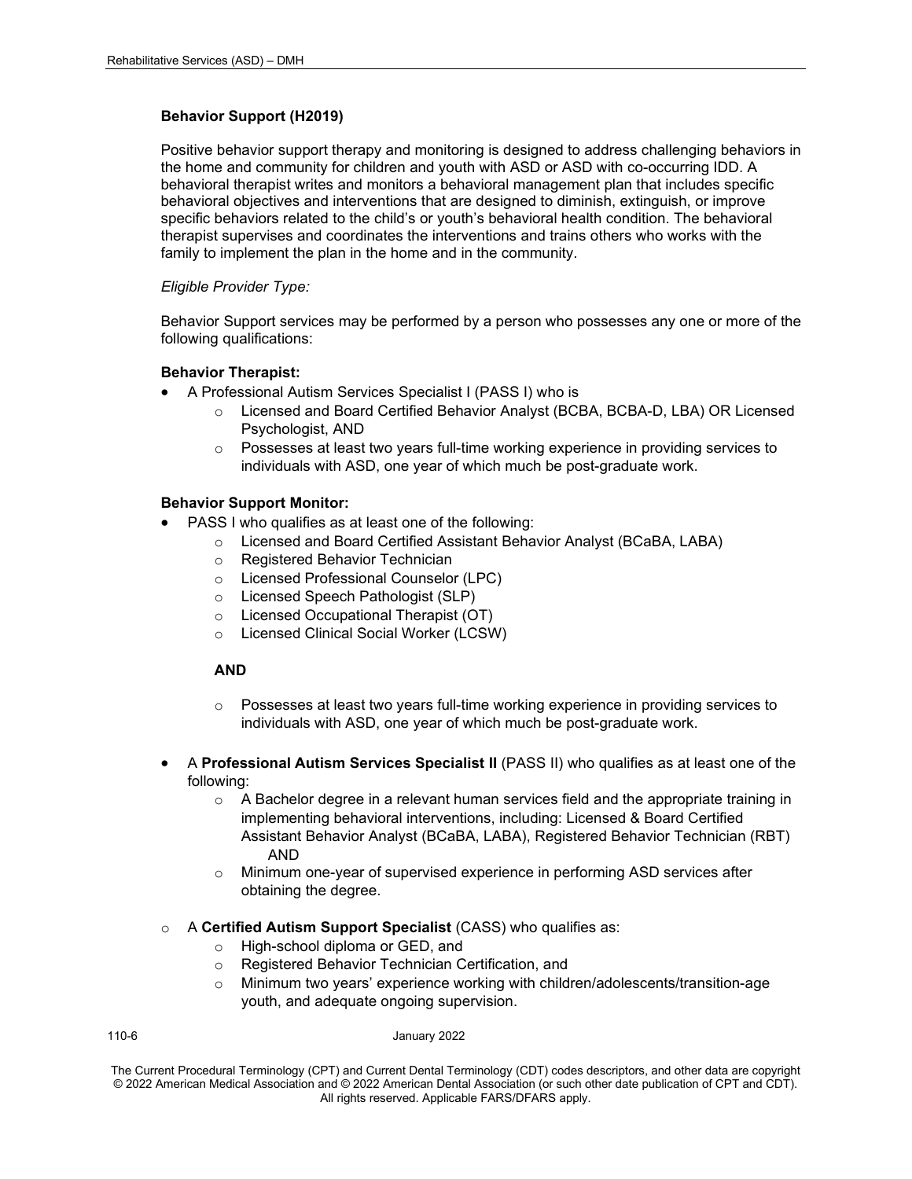**Behavior Support (H2019)**

Positive behavior support therapy and monitoring is designed to address challenging behaviors in the home and community for children and youth with ASD or ASD with co-occurring IDD. A behavioral therapist writes and monitors a behavioral management plan that includes specific behavioral objectives and interventions that are designed to diminish, extinguish, or improve specific behaviors related to the child's or youth's behavioral health condition. The behavioral therapist supervises and coordinates the interventions and trains others who works with the family to implement the plan in the home and in the community.

*Eligible Provider Type:*

Behavior Support services may be performed by a person who possesses any one or more of the following qualifications:

**Behavior Therapist:**

- A Professional Autism Services Specialist I (PASS I) who is
  - Licensed and Board Certified Behavior Analyst (BCBA, BCBA-D, LBA) OR Licensed Psychologist, AND
  - Possesses at least two years full-time working experience in providing services to individuals with ASD, one year of which much be post-graduate work.

**Behavior Support Monitor:**

- PASS I who qualifies as at least one of the following:
  - Licensed and Board Certified Assistant Behavior Analyst (BCaBA, LABA)
  - Registered Behavior Technician
  - Licensed Professional Counselor (LPC)
  - Licensed Speech Pathologist (SLP)
  - Licensed Occupational Therapist (OT)
  - Licensed Clinical Social Worker (LCSW)

  **AND**

  - Possesses at least two years full-time working experience in providing services to individuals with ASD, one year of which much be post-graduate work.

- A **Professional Autism Services Specialist II** (PASS II) who qualifies as at least one of the following:
  - A Bachelor degree in a relevant human services field and the appropriate training in implementing behavioral interventions, including: Licensed & Board Certified Assistant Behavior Analyst (BCaBA, LABA), Registered Behavior Technician (RBT) AND
  - Minimum one-year of supervised experience in performing ASD services after obtaining the degree.

- A **Certified Autism Support Specialist** (CASS) who qualifies as:
  - High-school diploma or GED, and
  - Registered Behavior Technician Certification, and
  - Minimum two years' experience working with children/adolescents/transition-age youth, and adequate ongoing supervision.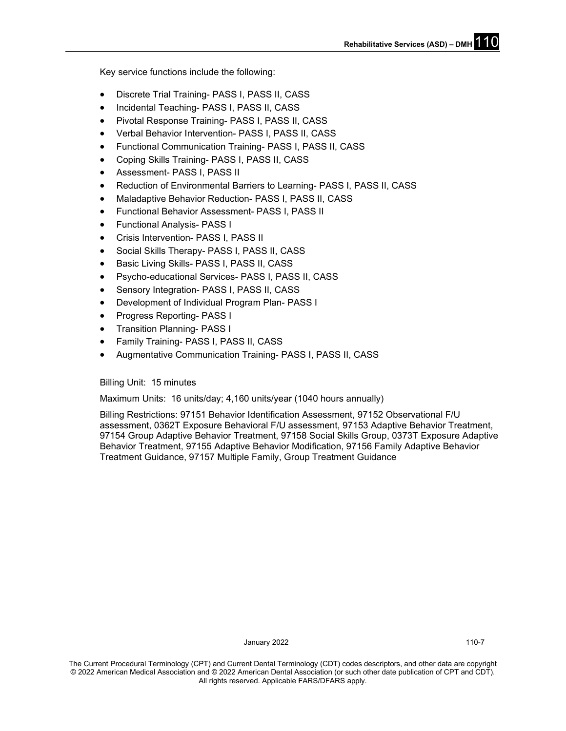Key service functions include the following:

- Discrete Trial Training- PASS I, PASS II, CASS
- Incidental Teaching- PASS I, PASS II, CASS
- Pivotal Response Training- PASS I, PASS II, CASS
- Verbal Behavior Intervention- PASS I, PASS II, CASS
- Functional Communication Training- PASS I, PASS II, CASS
- Coping Skills Training- PASS I, PASS II, CASS
- Assessment- PASS I, PASS II
- Reduction of Environmental Barriers to Learning- PASS I, PASS II, CASS
- Maladaptive Behavior Reduction- PASS I, PASS II, CASS
- Functional Behavior Assessment- PASS I, PASS II
- Functional Analysis- PASS I
- Crisis Intervention- PASS I, PASS II
- Social Skills Therapy- PASS I, PASS II, CASS
- Basic Living Skills- PASS I, PASS II, CASS
- Psycho-educational Services- PASS I, PASS II, CASS
- Sensory Integration- PASS I, PASS II, CASS
- Development of Individual Program Plan- PASS I
- Progress Reporting- PASS I
- Transition Planning- PASS I
- Family Training- PASS I, PASS II, CASS
- Augmentative Communication Training- PASS I, PASS II, CASS

Billing Unit: 15 minutes

Maximum Units: 16 units/day; 4,160 units/year (1040 hours annually)

Billing Restrictions: 97151 Behavior Identification Assessment, 97152 Observational F/U assessment, 0362T Exposure Behavioral F/U assessment, 97153 Adaptive Behavior Treatment, 97154 Group Adaptive Behavior Treatment, 97158 Social Skills Group, 0373T Exposure Adaptive Behavior Treatment, 97155 Adaptive Behavior Modification, 97156 Family Adaptive Behavior Treatment Guidance, 97157 Multiple Family, Group Treatment Guidance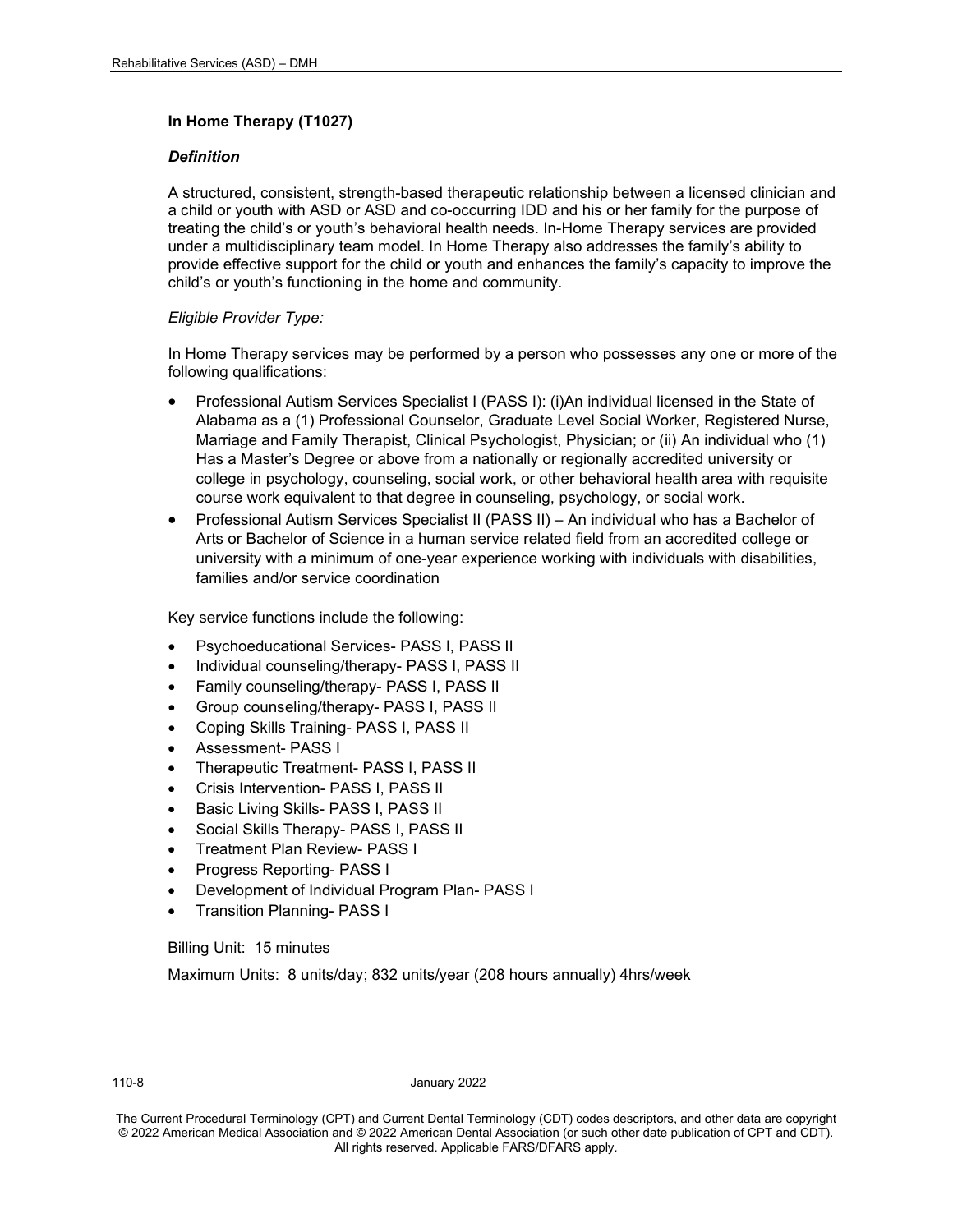### In Home Therapy (T1027)

#### *Definition*

A structured, consistent, strength-based therapeutic relationship between a licensed clinician and a child or youth with ASD or ASD and co-occurring IDD and his or her family for the purpose of treating the child's or youth's behavioral health needs. In-Home Therapy services are provided under a multidisciplinary team model. In Home Therapy also addresses the family's ability to provide effective support for the child or youth and enhances the family's capacity to improve the child's or youth's functioning in the home and community.

*Eligible Provider Type:*

In Home Therapy services may be performed by a person who possesses any one or more of the following qualifications:

- Professional Autism Services Specialist I (PASS I): (i)An individual licensed in the State of Alabama as a (1) Professional Counselor, Graduate Level Social Worker, Registered Nurse, Marriage and Family Therapist, Clinical Psychologist, Physician; or (ii) An individual who (1) Has a Master's Degree or above from a nationally or regionally accredited university or college in psychology, counseling, social work, or other behavioral health area with requisite course work equivalent to that degree in counseling, psychology, or social work.
- Professional Autism Services Specialist II (PASS II) – An individual who has a Bachelor of Arts or Bachelor of Science in a human service related field from an accredited college or university with a minimum of one-year experience working with individuals with disabilities, families and/or service coordination

Key service functions include the following:

- Psychoeducational Services- PASS I, PASS II
- Individual counseling/therapy- PASS I, PASS II
- Family counseling/therapy- PASS I, PASS II
- Group counseling/therapy- PASS I, PASS II
- Coping Skills Training- PASS I, PASS II
- Assessment- PASS I
- Therapeutic Treatment- PASS I, PASS II
- Crisis Intervention- PASS I, PASS II
- Basic Living Skills- PASS I, PASS II
- Social Skills Therapy- PASS I, PASS II
- Treatment Plan Review- PASS I
- Progress Reporting- PASS I
- Development of Individual Program Plan- PASS I
- Transition Planning- PASS I

Billing Unit: 15 minutes

Maximum Units: 8 units/day; 832 units/year (208 hours annually) 4hrs/week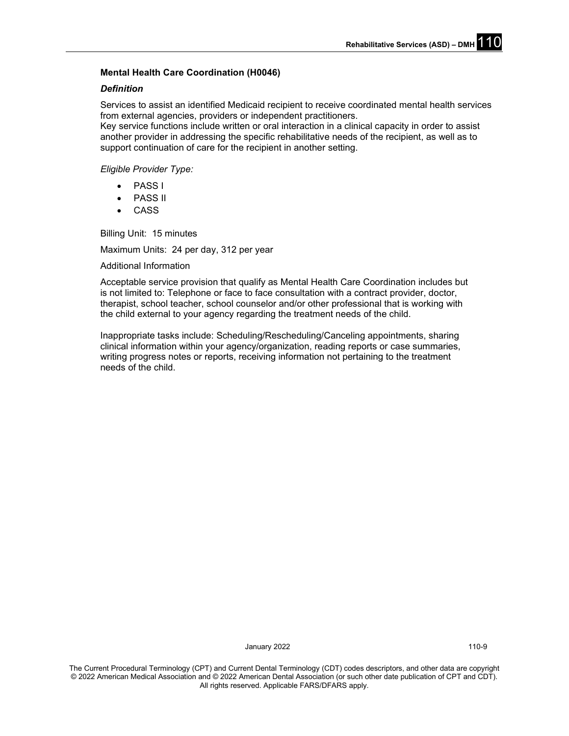### Mental Health Care Coordination (H0046)

***Definition***

Services to assist an identified Medicaid recipient to receive coordinated mental health services from external agencies, providers or independent practitioners.
Key service functions include written or oral interaction in a clinical capacity in order to assist another provider in addressing the specific rehabilitative needs of the recipient, as well as to support continuation of care for the recipient in another setting.

*Eligible Provider Type:*

- PASS I
- PASS II
- CASS

Billing Unit: 15 minutes

Maximum Units: 24 per day, 312 per year

Additional Information

Acceptable service provision that qualify as Mental Health Care Coordination includes but is not limited to: Telephone or face to face consultation with a contract provider, doctor, therapist, school teacher, school counselor and/or other professional that is working with the child external to your agency regarding the treatment needs of the child.

Inappropriate tasks include: Scheduling/Rescheduling/Canceling appointments, sharing clinical information within your agency/organization, reading reports or case summaries, writing progress notes or reports, receiving information not pertaining to the treatment needs of the child.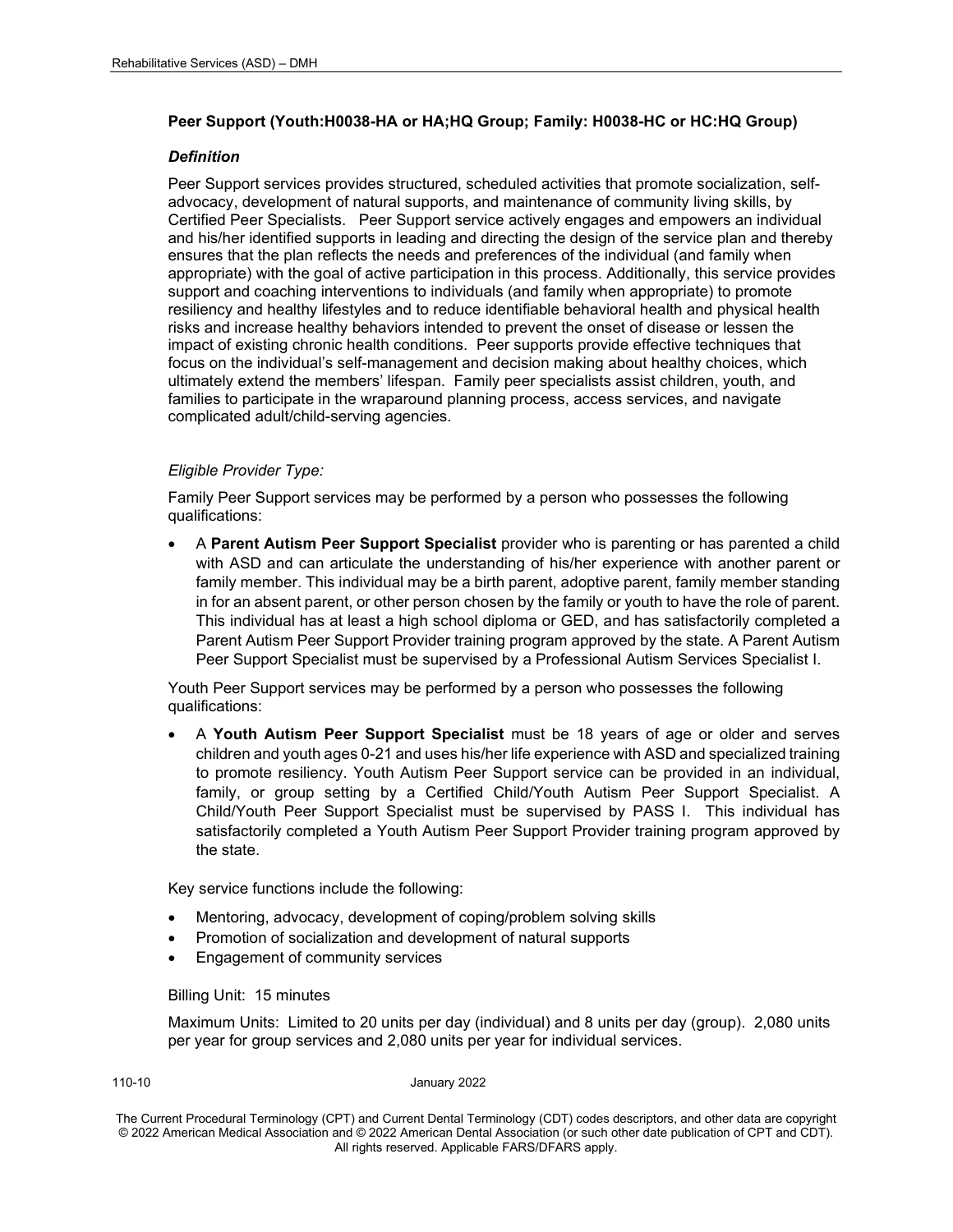**Peer Support (Youth:H0038-HA or HA;HQ Group; Family: H0038-HC or HC:HQ Group)**

***Definition***

Peer Support services provides structured, scheduled activities that promote socialization, self-advocacy, development of natural supports, and maintenance of community living skills, by Certified Peer Specialists. Peer Support service actively engages and empowers an individual and his/her identified supports in leading and directing the design of the service plan and thereby ensures that the plan reflects the needs and preferences of the individual (and family when appropriate) with the goal of active participation in this process. Additionally, this service provides support and coaching interventions to individuals (and family when appropriate) to promote resiliency and healthy lifestyles and to reduce identifiable behavioral health and physical health risks and increase healthy behaviors intended to prevent the onset of disease or lessen the impact of existing chronic health conditions. Peer supports provide effective techniques that focus on the individual's self-management and decision making about healthy choices, which ultimately extend the members' lifespan. Family peer specialists assist children, youth, and families to participate in the wraparound planning process, access services, and navigate complicated adult/child-serving agencies.

*Eligible Provider Type:*

Family Peer Support services may be performed by a person who possesses the following qualifications:

- A **Parent Autism Peer Support Specialist** provider who is parenting or has parented a child with ASD and can articulate the understanding of his/her experience with another parent or family member. This individual may be a birth parent, adoptive parent, family member standing in for an absent parent, or other person chosen by the family or youth to have the role of parent. This individual has at least a high school diploma or GED, and has satisfactorily completed a Parent Autism Peer Support Provider training program approved by the state. A Parent Autism Peer Support Specialist must be supervised by a Professional Autism Services Specialist I.

Youth Peer Support services may be performed by a person who possesses the following qualifications:

- A **Youth Autism Peer Support Specialist** must be 18 years of age or older and serves children and youth ages 0-21 and uses his/her life experience with ASD and specialized training to promote resiliency. Youth Autism Peer Support service can be provided in an individual, family, or group setting by a Certified Child/Youth Autism Peer Support Specialist. A Child/Youth Peer Support Specialist must be supervised by PASS I. This individual has satisfactorily completed a Youth Autism Peer Support Provider training program approved by the state.

Key service functions include the following:

- Mentoring, advocacy, development of coping/problem solving skills
- Promotion of socialization and development of natural supports
- Engagement of community services

Billing Unit: 15 minutes

Maximum Units: Limited to 20 units per day (individual) and 8 units per day (group). 2,080 units per year for group services and 2,080 units per year for individual services.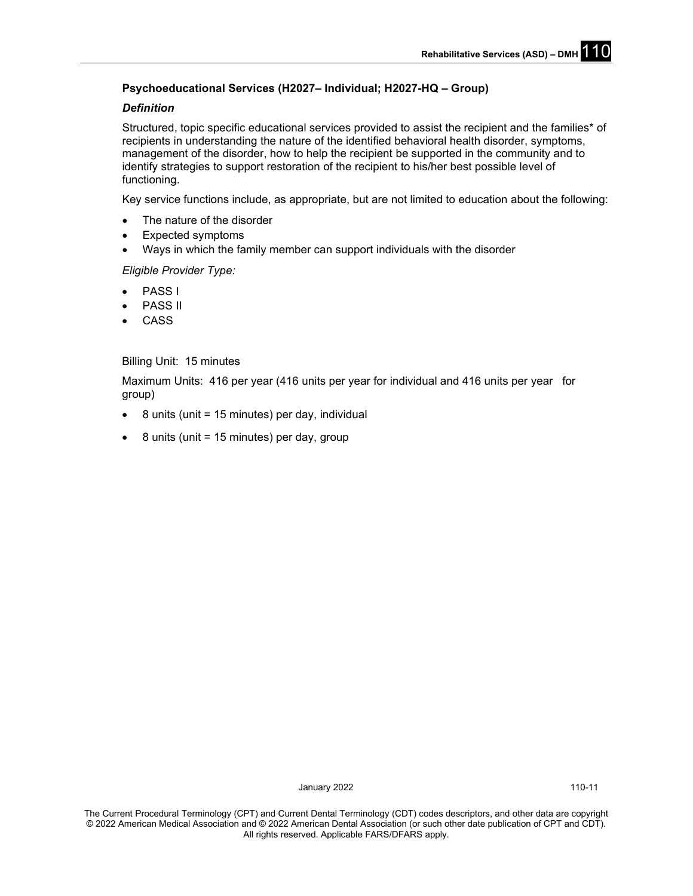### Psychoeducational Services (H2027– Individual; H2027-HQ – Group)

#### *Definition*

Structured, topic specific educational services provided to assist the recipient and the families* of recipients in understanding the nature of the identified behavioral health disorder, symptoms, management of the disorder, how to help the recipient be supported in the community and to identify strategies to support restoration of the recipient to his/her best possible level of functioning.

Key service functions include, as appropriate, but are not limited to education about the following:

- The nature of the disorder
- Expected symptoms
- Ways in which the family member can support individuals with the disorder

*Eligible Provider Type:*

- PASS I
- PASS II
- CASS

Billing Unit: 15 minutes

Maximum Units: 416 per year (416 units per year for individual and 416 units per year for group)

- 8 units (unit = 15 minutes) per day, individual
- 8 units (unit = 15 minutes) per day, group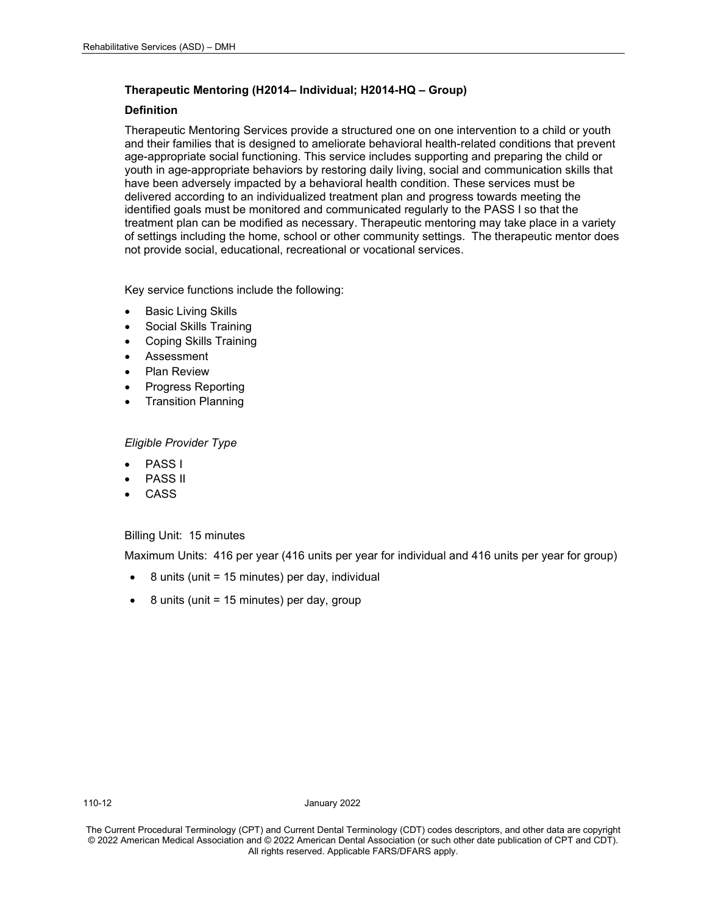### Therapeutic Mentoring (H2014– Individual; H2014-HQ – Group)

#### Definition

Therapeutic Mentoring Services provide a structured one on one intervention to a child or youth and their families that is designed to ameliorate behavioral health-related conditions that prevent age-appropriate social functioning. This service includes supporting and preparing the child or youth in age-appropriate behaviors by restoring daily living, social and communication skills that have been adversely impacted by a behavioral health condition. These services must be delivered according to an individualized treatment plan and progress towards meeting the identified goals must be monitored and communicated regularly to the PASS I so that the treatment plan can be modified as necessary. Therapeutic mentoring may take place in a variety of settings including the home, school or other community settings. The therapeutic mentor does not provide social, educational, recreational or vocational services.

Key service functions include the following:

- Basic Living Skills
- Social Skills Training
- Coping Skills Training
- Assessment
- Plan Review
- Progress Reporting
- Transition Planning

*Eligible Provider Type*

- PASS I
- PASS II
- CASS

Billing Unit: 15 minutes

Maximum Units: 416 per year (416 units per year for individual and 416 units per year for group)

- 8 units (unit = 15 minutes) per day, individual
- 8 units (unit = 15 minutes) per day, group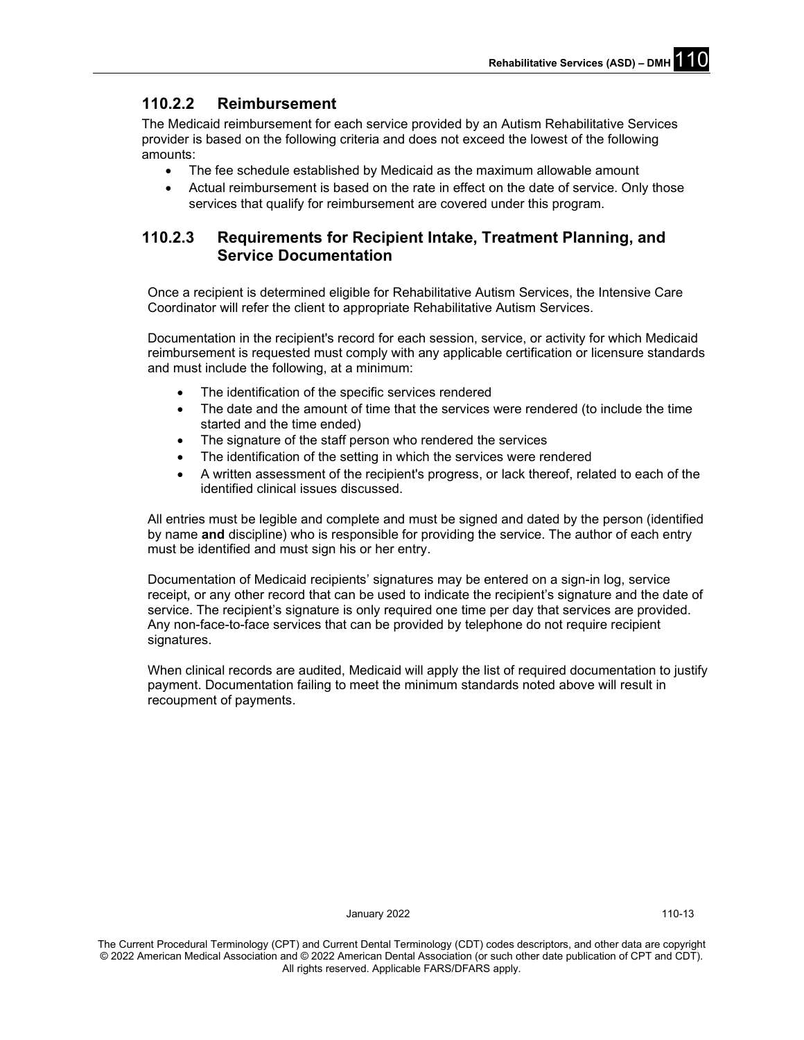### 110.2.2 Reimbursement

The Medicaid reimbursement for each service provided by an Autism Rehabilitative Services provider is based on the following criteria and does not exceed the lowest of the following amounts:

- The fee schedule established by Medicaid as the maximum allowable amount
- Actual reimbursement is based on the rate in effect on the date of service. Only those services that qualify for reimbursement are covered under this program.

### 110.2.3 Requirements for Recipient Intake, Treatment Planning, and Service Documentation

Once a recipient is determined eligible for Rehabilitative Autism Services, the Intensive Care Coordinator will refer the client to appropriate Rehabilitative Autism Services.

Documentation in the recipient's record for each session, service, or activity for which Medicaid reimbursement is requested must comply with any applicable certification or licensure standards and must include the following, at a minimum:

- The identification of the specific services rendered
- The date and the amount of time that the services were rendered (to include the time started and the time ended)
- The signature of the staff person who rendered the services
- The identification of the setting in which the services were rendered
- A written assessment of the recipient's progress, or lack thereof, related to each of the identified clinical issues discussed.

All entries must be legible and complete and must be signed and dated by the person (identified by name **and** discipline) who is responsible for providing the service. The author of each entry must be identified and must sign his or her entry.

Documentation of Medicaid recipients' signatures may be entered on a sign-in log, service receipt, or any other record that can be used to indicate the recipient's signature and the date of service. The recipient's signature is only required one time per day that services are provided. Any non-face-to-face services that can be provided by telephone do not require recipient signatures.

When clinical records are audited, Medicaid will apply the list of required documentation to justify payment. Documentation failing to meet the minimum standards noted above will result in recoupment of payments.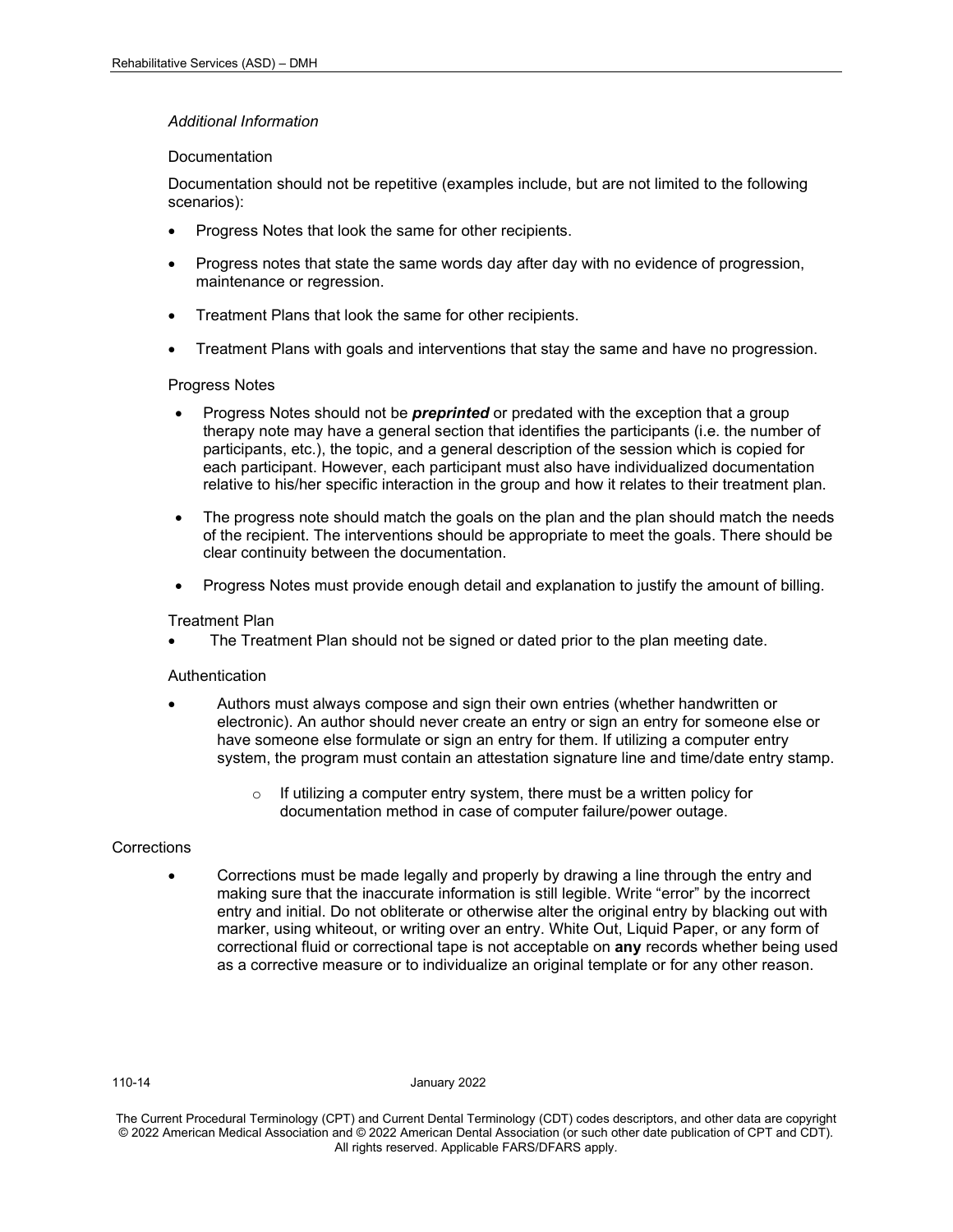*Additional Information*

Documentation

Documentation should not be repetitive (examples include, but are not limited to the following scenarios):

- Progress Notes that look the same for other recipients.
- Progress notes that state the same words day after day with no evidence of progression, maintenance or regression.
- Treatment Plans that look the same for other recipients.
- Treatment Plans with goals and interventions that stay the same and have no progression.

Progress Notes

- Progress Notes should not be ***preprinted*** or predated with the exception that a group therapy note may have a general section that identifies the participants (i.e. the number of participants, etc.), the topic, and a general description of the session which is copied for each participant. However, each participant must also have individualized documentation relative to his/her specific interaction in the group and how it relates to their treatment plan.
- The progress note should match the goals on the plan and the plan should match the needs of the recipient. The interventions should be appropriate to meet the goals. There should be clear continuity between the documentation.
- Progress Notes must provide enough detail and explanation to justify the amount of billing.

Treatment Plan

- The Treatment Plan should not be signed or dated prior to the plan meeting date.

Authentication

- Authors must always compose and sign their own entries (whether handwritten or electronic). An author should never create an entry or sign an entry for someone else or have someone else formulate or sign an entry for them. If utilizing a computer entry system, the program must contain an attestation signature line and time/date entry stamp.
  - If utilizing a computer entry system, there must be a written policy for documentation method in case of computer failure/power outage.

Corrections

- Corrections must be made legally and properly by drawing a line through the entry and making sure that the inaccurate information is still legible. Write "error" by the incorrect entry and initial. Do not obliterate or otherwise alter the original entry by blacking out with marker, using whiteout, or writing over an entry. White Out, Liquid Paper, or any form of correctional fluid or correctional tape is not acceptable on **any** records whether being used as a corrective measure or to individualize an original template or for any other reason.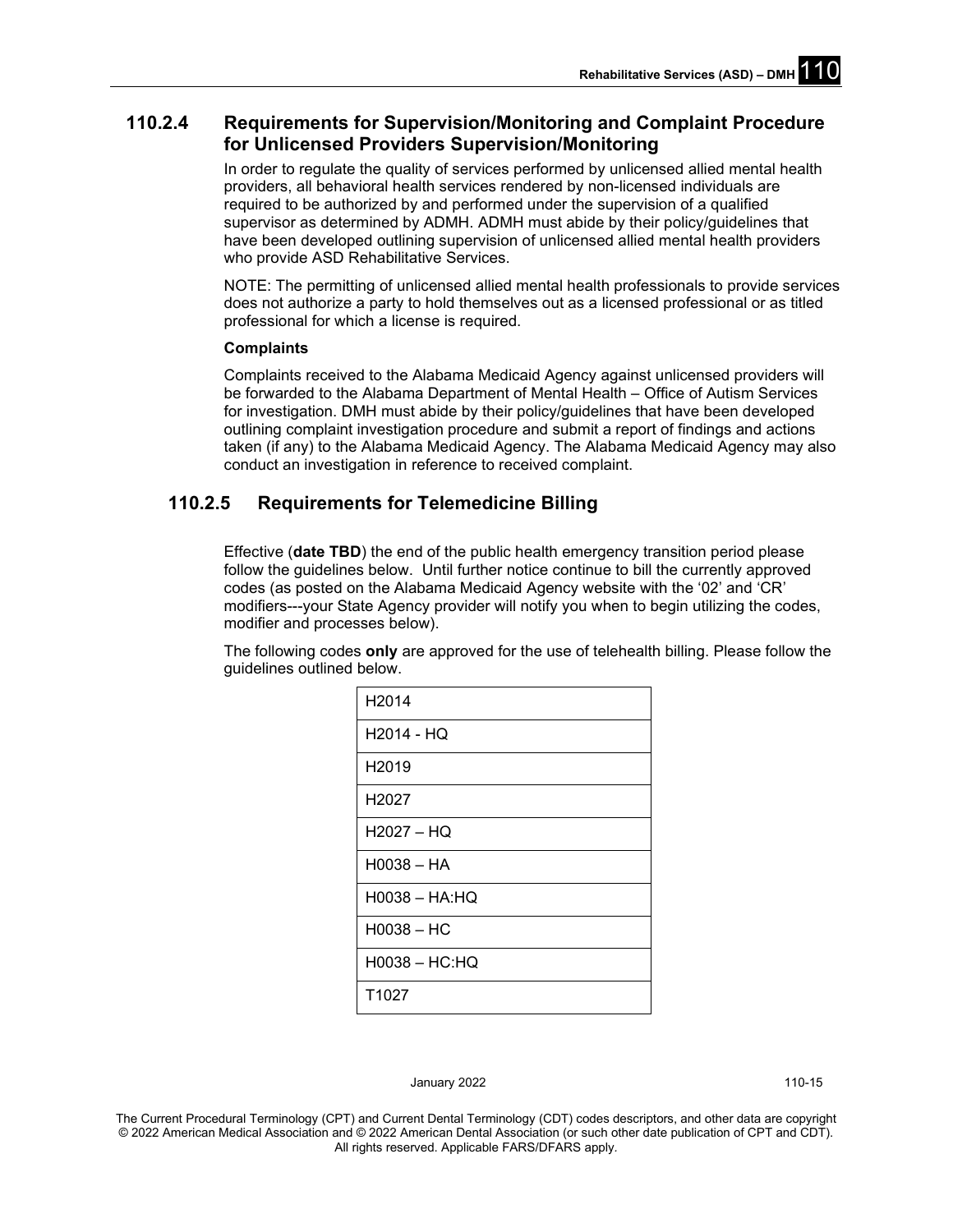### 110.2.4 Requirements for Supervision/Monitoring and Complaint Procedure for Unlicensed Providers Supervision/Monitoring

In order to regulate the quality of services performed by unlicensed allied mental health providers, all behavioral health services rendered by non-licensed individuals are required to be authorized by and performed under the supervision of a qualified supervisor as determined by ADMH. ADMH must abide by their policy/guidelines that have been developed outlining supervision of unlicensed allied mental health providers who provide ASD Rehabilitative Services.

NOTE: The permitting of unlicensed allied mental health professionals to provide services does not authorize a party to hold themselves out as a licensed professional or as titled professional for which a license is required.

**Complaints**

Complaints received to the Alabama Medicaid Agency against unlicensed providers will be forwarded to the Alabama Department of Mental Health – Office of Autism Services for investigation. DMH must abide by their policy/guidelines that have been developed outlining complaint investigation procedure and submit a report of findings and actions taken (if any) to the Alabama Medicaid Agency. The Alabama Medicaid Agency may also conduct an investigation in reference to received complaint.

### 110.2.5 Requirements for Telemedicine Billing

Effective (**date TBD**) the end of the public health emergency transition period please follow the guidelines below. Until further notice continue to bill the currently approved codes (as posted on the Alabama Medicaid Agency website with the '02' and 'CR' modifiers---your State Agency provider will notify you when to begin utilizing the codes, modifier and processes below).

The following codes **only** are approved for the use of telehealth billing. Please follow the guidelines outlined below.

| Code |
|---|
| H2014 |
| H2014 - HQ |
| H2019 |
| H2027 |
| H2027 – HQ |
| H0038 – HA |
| H0038 – HA:HQ |
| H0038 – HC |
| H0038 – HC:HQ |
| T1027 |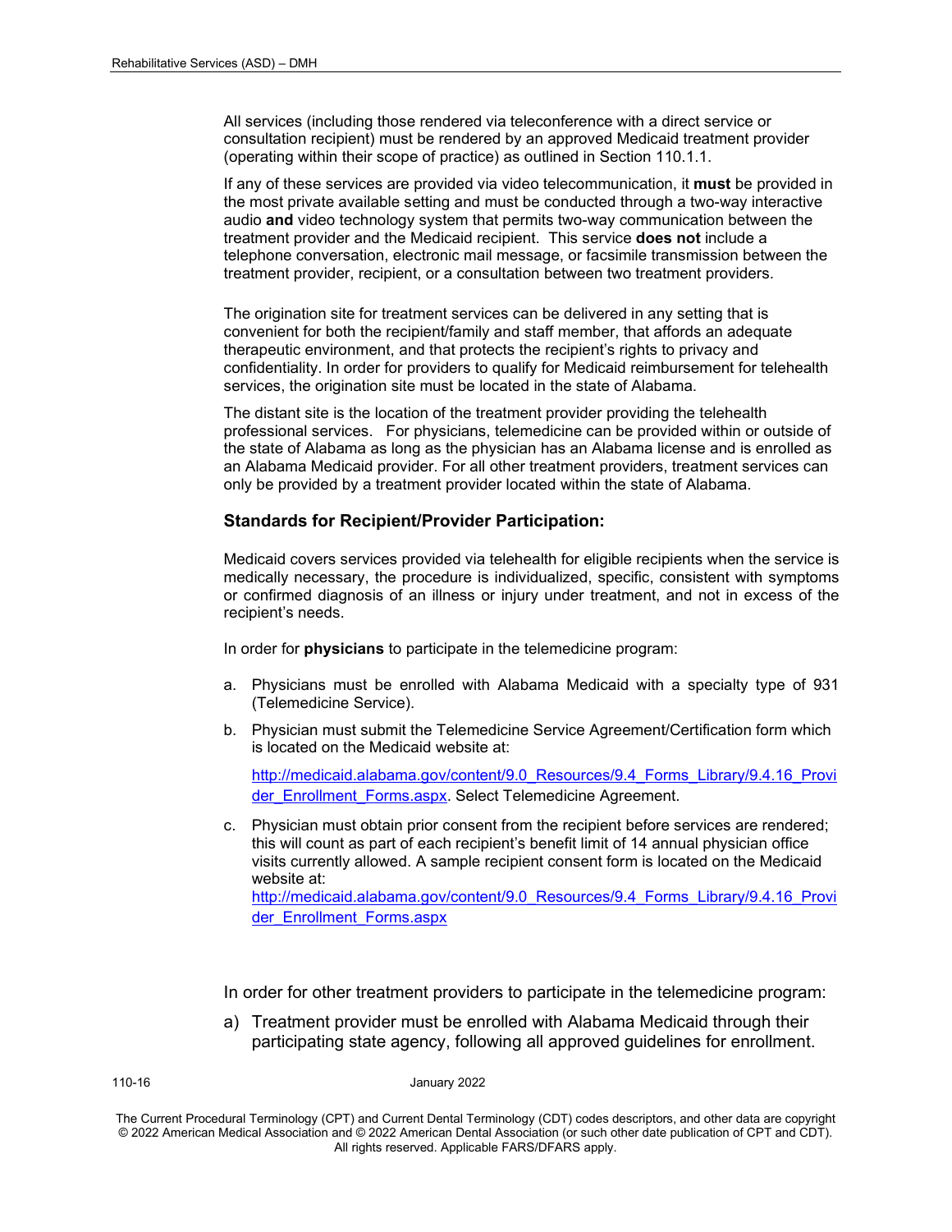All services (including those rendered via teleconference with a direct service or consultation recipient) must be rendered by an approved Medicaid treatment provider (operating within their scope of practice) as outlined in Section 110.1.1.

If any of these services are provided via video telecommunication, it **must** be provided in the most private available setting and must be conducted through a two-way interactive audio **and** video technology system that permits two-way communication between the treatment provider and the Medicaid recipient. This service **does not** include a telephone conversation, electronic mail message, or facsimile transmission between the treatment provider, recipient, or a consultation between two treatment providers.

The origination site for treatment services can be delivered in any setting that is convenient for both the recipient/family and staff member, that affords an adequate therapeutic environment, and that protects the recipient's rights to privacy and confidentiality. In order for providers to qualify for Medicaid reimbursement for telehealth services, the origination site must be located in the state of Alabama.

The distant site is the location of the treatment provider providing the telehealth professional services. For physicians, telemedicine can be provided within or outside of the state of Alabama as long as the physician has an Alabama license and is enrolled as an Alabama Medicaid provider. For all other treatment providers, treatment services can only be provided by a treatment provider located within the state of Alabama.

### Standards for Recipient/Provider Participation:

Medicaid covers services provided via telehealth for eligible recipients when the service is medically necessary, the procedure is individualized, specific, consistent with symptoms or confirmed diagnosis of an illness or injury under treatment, and not in excess of the recipient's needs.

In order for **physicians** to participate in the telemedicine program:

a. Physicians must be enrolled with Alabama Medicaid with a specialty type of 931 (Telemedicine Service).

b. Physician must submit the Telemedicine Service Agreement/Certification form which is located on the Medicaid website at:

   http://medicaid.alabama.gov/content/9.0_Resources/9.4_Forms_Library/9.4.16_Provider_Enrollment_Forms.aspx. Select Telemedicine Agreement.

c. Physician must obtain prior consent from the recipient before services are rendered; this will count as part of each recipient's benefit limit of 14 annual physician office visits currently allowed. A sample recipient consent form is located on the Medicaid website at:
   http://medicaid.alabama.gov/content/9.0_Resources/9.4_Forms_Library/9.4.16_Provider_Enrollment_Forms.aspx

In order for other treatment providers to participate in the telemedicine program:

a) Treatment provider must be enrolled with Alabama Medicaid through their participating state agency, following all approved guidelines for enrollment.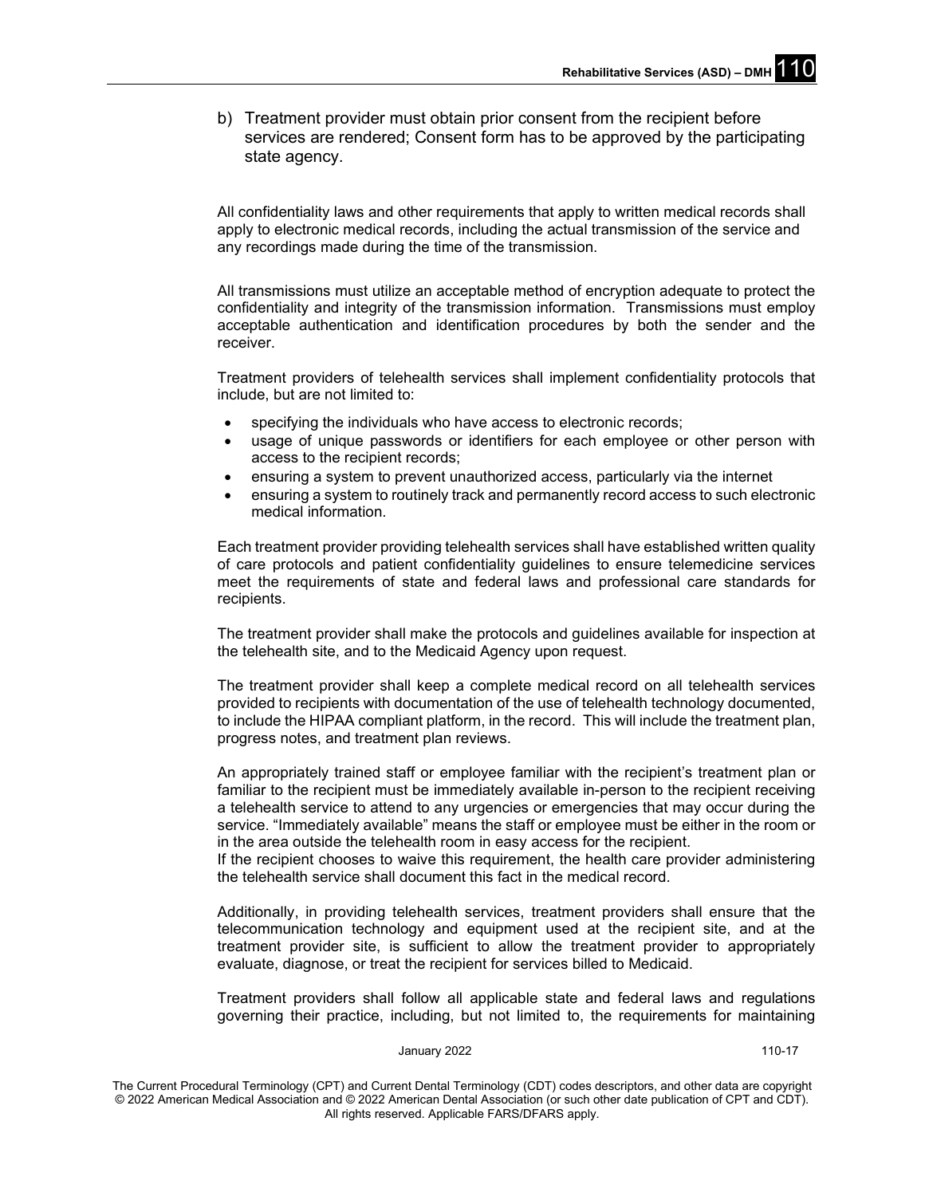b) Treatment provider must obtain prior consent from the recipient before services are rendered; Consent form has to be approved by the participating state agency.

All confidentiality laws and other requirements that apply to written medical records shall apply to electronic medical records, including the actual transmission of the service and any recordings made during the time of the transmission.

All transmissions must utilize an acceptable method of encryption adequate to protect the confidentiality and integrity of the transmission information. Transmissions must employ acceptable authentication and identification procedures by both the sender and the receiver.

Treatment providers of telehealth services shall implement confidentiality protocols that include, but are not limited to:

- specifying the individuals who have access to electronic records;
- usage of unique passwords or identifiers for each employee or other person with access to the recipient records;
- ensuring a system to prevent unauthorized access, particularly via the internet
- ensuring a system to routinely track and permanently record access to such electronic medical information.

Each treatment provider providing telehealth services shall have established written quality of care protocols and patient confidentiality guidelines to ensure telemedicine services meet the requirements of state and federal laws and professional care standards for recipients.

The treatment provider shall make the protocols and guidelines available for inspection at the telehealth site, and to the Medicaid Agency upon request.

The treatment provider shall keep a complete medical record on all telehealth services provided to recipients with documentation of the use of telehealth technology documented, to include the HIPAA compliant platform, in the record. This will include the treatment plan, progress notes, and treatment plan reviews.

An appropriately trained staff or employee familiar with the recipient's treatment plan or familiar to the recipient must be immediately available in-person to the recipient receiving a telehealth service to attend to any urgencies or emergencies that may occur during the service. "Immediately available" means the staff or employee must be either in the room or in the area outside the telehealth room in easy access for the recipient.
If the recipient chooses to waive this requirement, the health care provider administering the telehealth service shall document this fact in the medical record.

Additionally, in providing telehealth services, treatment providers shall ensure that the telecommunication technology and equipment used at the recipient site, and at the treatment provider site, is sufficient to allow the treatment provider to appropriately evaluate, diagnose, or treat the recipient for services billed to Medicaid.

Treatment providers shall follow all applicable state and federal laws and regulations governing their practice, including, but not limited to, the requirements for maintaining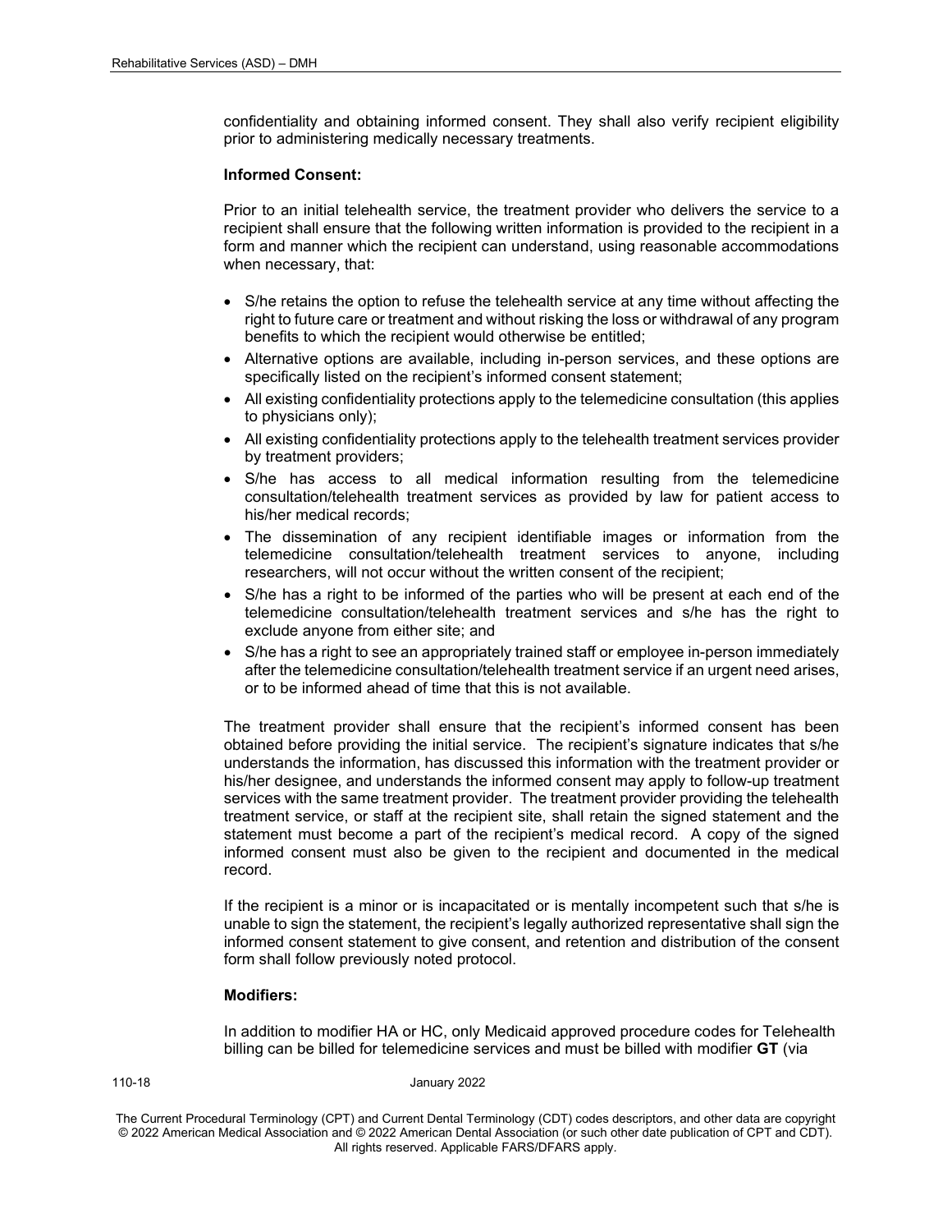confidentiality and obtaining informed consent. They shall also verify recipient eligibility prior to administering medically necessary treatments.

**Informed Consent:**

Prior to an initial telehealth service, the treatment provider who delivers the service to a recipient shall ensure that the following written information is provided to the recipient in a form and manner which the recipient can understand, using reasonable accommodations when necessary, that:

- S/he retains the option to refuse the telehealth service at any time without affecting the right to future care or treatment and without risking the loss or withdrawal of any program benefits to which the recipient would otherwise be entitled;
- Alternative options are available, including in-person services, and these options are specifically listed on the recipient's informed consent statement;
- All existing confidentiality protections apply to the telemedicine consultation (this applies to physicians only);
- All existing confidentiality protections apply to the telehealth treatment services provider by treatment providers;
- S/he has access to all medical information resulting from the telemedicine consultation/telehealth treatment services as provided by law for patient access to his/her medical records;
- The dissemination of any recipient identifiable images or information from the telemedicine consultation/telehealth treatment services to anyone, including researchers, will not occur without the written consent of the recipient;
- S/he has a right to be informed of the parties who will be present at each end of the telemedicine consultation/telehealth treatment services and s/he has the right to exclude anyone from either site; and
- S/he has a right to see an appropriately trained staff or employee in-person immediately after the telemedicine consultation/telehealth treatment service if an urgent need arises, or to be informed ahead of time that this is not available.

The treatment provider shall ensure that the recipient's informed consent has been obtained before providing the initial service. The recipient's signature indicates that s/he understands the information, has discussed this information with the treatment provider or his/her designee, and understands the informed consent may apply to follow-up treatment services with the same treatment provider. The treatment provider providing the telehealth treatment service, or staff at the recipient site, shall retain the signed statement and the statement must become a part of the recipient's medical record. A copy of the signed informed consent must also be given to the recipient and documented in the medical record.

If the recipient is a minor or is incapacitated or is mentally incompetent such that s/he is unable to sign the statement, the recipient's legally authorized representative shall sign the informed consent statement to give consent, and retention and distribution of the consent form shall follow previously noted protocol.

**Modifiers:**

In addition to modifier HA or HC, only Medicaid approved procedure codes for Telehealth billing can be billed for telemedicine services and must be billed with modifier **GT** (via

The Current Procedural Terminology (CPT) and Current Dental Terminology (CDT) codes descriptors, and other data are copyright © 2022 American Medical Association and © 2022 American Dental Association (or such other date publication of CPT and CDT). All rights reserved. Applicable FARS/DFARS apply.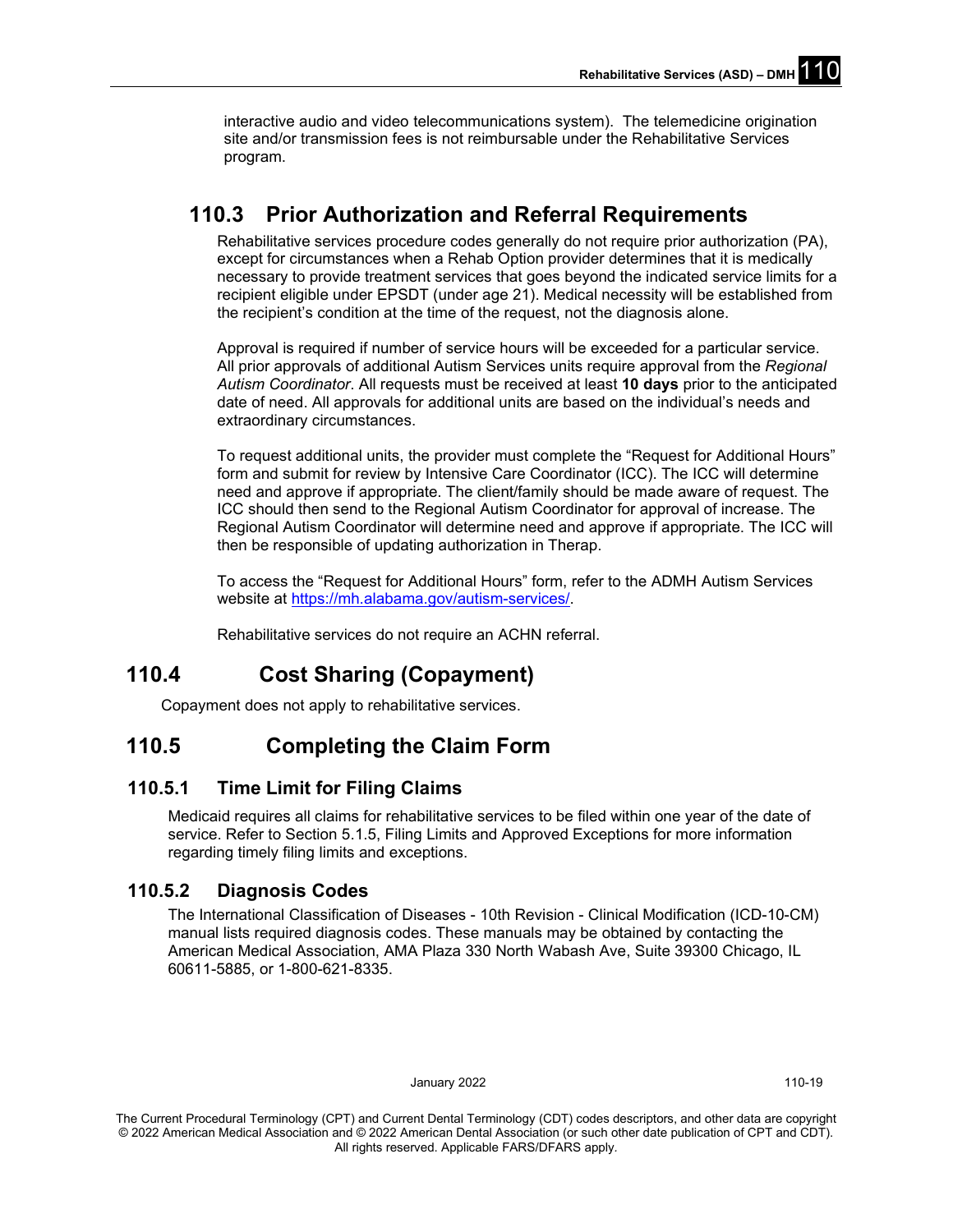interactive audio and video telecommunications system). The telemedicine origination site and/or transmission fees is not reimbursable under the Rehabilitative Services program.

## 110.3 Prior Authorization and Referral Requirements

Rehabilitative services procedure codes generally do not require prior authorization (PA), except for circumstances when a Rehab Option provider determines that it is medically necessary to provide treatment services that goes beyond the indicated service limits for a recipient eligible under EPSDT (under age 21). Medical necessity will be established from the recipient's condition at the time of the request, not the diagnosis alone.

Approval is required if number of service hours will be exceeded for a particular service. All prior approvals of additional Autism Services units require approval from the *Regional Autism Coordinator*. All requests must be received at least **10 days** prior to the anticipated date of need. All approvals for additional units are based on the individual's needs and extraordinary circumstances.

To request additional units, the provider must complete the "Request for Additional Hours" form and submit for review by Intensive Care Coordinator (ICC). The ICC will determine need and approve if appropriate. The client/family should be made aware of request. The ICC should then send to the Regional Autism Coordinator for approval of increase. The Regional Autism Coordinator will determine need and approve if appropriate. The ICC will then be responsible of updating authorization in Therap.

To access the "Request for Additional Hours" form, refer to the ADMH Autism Services website at https://mh.alabama.gov/autism-services/.

Rehabilitative services do not require an ACHN referral.

## 110.4 Cost Sharing (Copayment)

Copayment does not apply to rehabilitative services.

## 110.5 Completing the Claim Form

### 110.5.1 Time Limit for Filing Claims

Medicaid requires all claims for rehabilitative services to be filed within one year of the date of service. Refer to Section 5.1.5, Filing Limits and Approved Exceptions for more information regarding timely filing limits and exceptions.

### 110.5.2 Diagnosis Codes

The International Classification of Diseases - 10th Revision - Clinical Modification (ICD-10-CM) manual lists required diagnosis codes. These manuals may be obtained by contacting the American Medical Association, AMA Plaza 330 North Wabash Ave, Suite 39300 Chicago, IL 60611-5885, or 1-800-621-8335.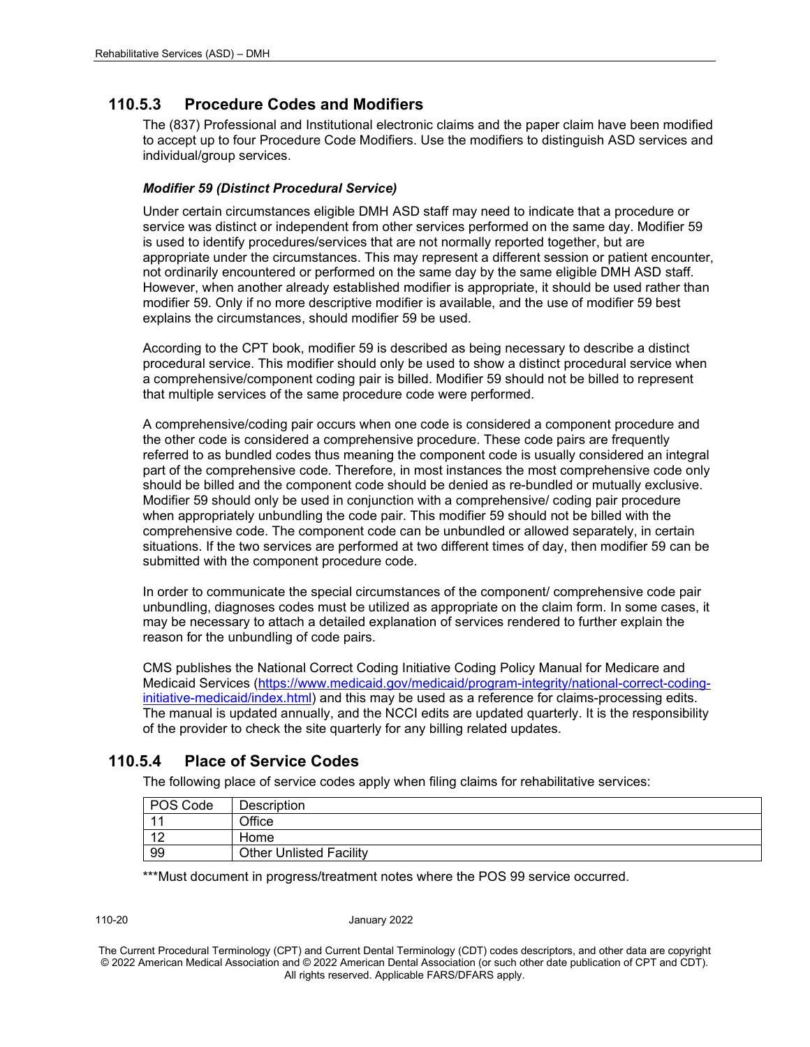### 110.5.3 Procedure Codes and Modifiers

The (837) Professional and Institutional electronic claims and the paper claim have been modified to accept up to four Procedure Code Modifiers. Use the modifiers to distinguish ASD services and individual/group services.

***Modifier 59 (Distinct Procedural Service)***

Under certain circumstances eligible DMH ASD staff may need to indicate that a procedure or service was distinct or independent from other services performed on the same day. Modifier 59 is used to identify procedures/services that are not normally reported together, but are appropriate under the circumstances. This may represent a different session or patient encounter, not ordinarily encountered or performed on the same day by the same eligible DMH ASD staff. However, when another already established modifier is appropriate, it should be used rather than modifier 59. Only if no more descriptive modifier is available, and the use of modifier 59 best explains the circumstances, should modifier 59 be used.

According to the CPT book, modifier 59 is described as being necessary to describe a distinct procedural service. This modifier should only be used to show a distinct procedural service when a comprehensive/component coding pair is billed. Modifier 59 should not be billed to represent that multiple services of the same procedure code were performed.

A comprehensive/coding pair occurs when one code is considered a component procedure and the other code is considered a comprehensive procedure. These code pairs are frequently referred to as bundled codes thus meaning the component code is usually considered an integral part of the comprehensive code. Therefore, in most instances the most comprehensive code only should be billed and the component code should be denied as re-bundled or mutually exclusive. Modifier 59 should only be used in conjunction with a comprehensive/ coding pair procedure when appropriately unbundling the code pair. This modifier 59 should not be billed with the comprehensive code. The component code can be unbundled or allowed separately, in certain situations. If the two services are performed at two different times of day, then modifier 59 can be submitted with the component procedure code.

In order to communicate the special circumstances of the component/ comprehensive code pair unbundling, diagnoses codes must be utilized as appropriate on the claim form. In some cases, it may be necessary to attach a detailed explanation of services rendered to further explain the reason for the unbundling of code pairs.

CMS publishes the National Correct Coding Initiative Coding Policy Manual for Medicare and Medicaid Services ([https://www.medicaid.gov/medicaid/program-integrity/national-correct-coding-initiative-medicaid/index.html](https://www.medicaid.gov/medicaid/program-integrity/national-correct-coding-initiative-medicaid/index.html)) and this may be used as a reference for claims-processing edits. The manual is updated annually, and the NCCI edits are updated quarterly. It is the responsibility of the provider to check the site quarterly for any billing related updates.

### 110.5.4 Place of Service Codes

The following place of service codes apply when filing claims for rehabilitative services:

| POS Code | Description |
|---|---|
| 11 | Office |
| 12 | Home |
| 99 | Other Unlisted Facility |

***Must document in progress/treatment notes where the POS 99 service occurred.

The Current Procedural Terminology (CPT) and Current Dental Terminology (CDT) codes descriptors, and other data are copyright © 2022 American Medical Association and © 2022 American Dental Association (or such other date publication of CPT and CDT). All rights reserved. Applicable FARS/DFARS apply.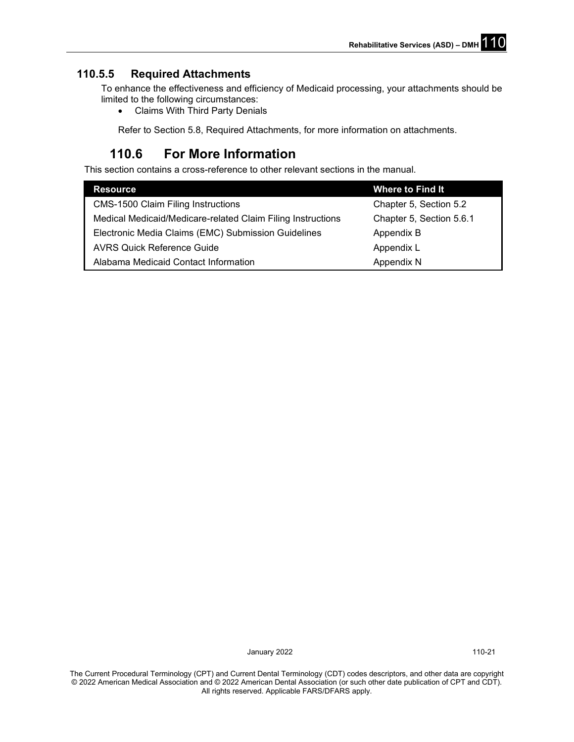### 110.5.5 Required Attachments

To enhance the effectiveness and efficiency of Medicaid processing, your attachments should be limited to the following circumstances:

- Claims With Third Party Denials

Refer to Section 5.8, Required Attachments, for more information on attachments.

## 110.6 For More Information

This section contains a cross-reference to other relevant sections in the manual.

| Resource | Where to Find It |
|---|---|
| CMS-1500 Claim Filing Instructions | Chapter 5, Section 5.2 |
| Medical Medicaid/Medicare-related Claim Filing Instructions | Chapter 5, Section 5.6.1 |
| Electronic Media Claims (EMC) Submission Guidelines | Appendix B |
| AVRS Quick Reference Guide | Appendix L |
| Alabama Medicaid Contact Information | Appendix N |